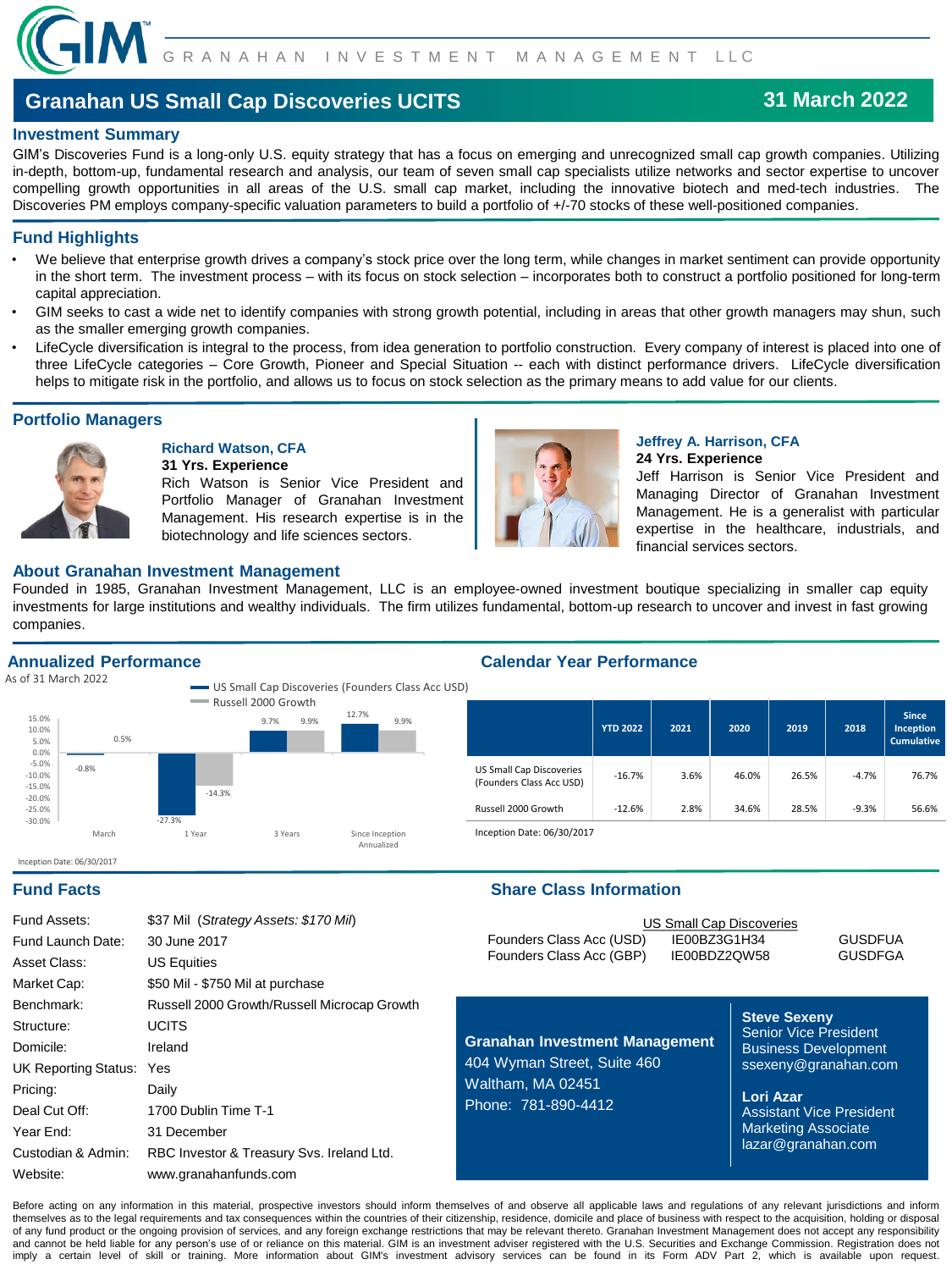GIM GRANAHAN INVESTMENT MANAGEMENT LLC

# Granahan US Small Cap Discoveries UCITS

**31 March 2022**

## Investment Summary

GIM's Discoveries Fund is a long-only U.S. equity strategy that has a focus on emerging and unrecognized small cap growth companies. Utilizing in-depth, bottom-up, fundamental research and analysis, our team of seven small cap specialists utilize networks and sector expertise to uncover compelling growth opportunities in all areas of the U.S. small cap market, including the innovative biotech and med-tech industries. The Discoveries PM employs company-specific valuation parameters to build a portfolio of +/-70 stocks of these well-positioned companies.

## Fund Highlights

- We believe that enterprise growth drives a company's stock price over the long term, while changes in market sentiment can provide opportunity in the short term. The investment process – with its focus on stock selection – incorporates both to construct a portfolio positioned for long-term capital appreciation.
- GIM seeks to cast a wide net to identify companies with strong growth potential, including in areas that other growth managers may shun, such as the smaller emerging growth companies.
- LifeCycle diversification is integral to the process, from idea generation to portfolio construction. Every company of interest is placed into one of three LifeCycle categories – Core Growth, Pioneer and Special Situation -- each with distinct performance drivers. LifeCycle diversification helps to mitigate risk in the portfolio, and allows us to focus on stock selection as the primary means to add value for our clients.

## Portfolio Managers

**Richard Watson, CFA**
**31 Yrs. Experience**
Rich Watson is Senior Vice President and Portfolio Manager of Granahan Investment Management. His research expertise is in the biotechnology and life sciences sectors.

**Jeffrey A. Harrison, CFA**
**24 Yrs. Experience**
Jeff Harrison is Senior Vice President and Managing Director of Granahan Investment Management. He is a generalist with particular expertise in the healthcare, industrials, and financial services sectors.

## About Granahan Investment Management

Founded in 1985, Granahan Investment Management, LLC is an employee-owned investment boutique specializing in smaller cap equity investments for large institutions and wealthy individuals. The firm utilizes fundamental, bottom-up research to uncover and invest in fast growing companies.

## Annualized Performance

As of 31 March 2022

| | March | 1 Year | 3 Years | Since Inception Annualized |
|---|---|---|---|---|
| US Small Cap Discoveries (Founders Class Acc USD) | -0.8% | -27.3% | 9.7% | 12.7% |
| Russell 2000 Growth | 0.5% | -14.3% | 9.9% | 9.9% |

Inception Date: 06/30/2017

## Calendar Year Performance

| | YTD 2022 | 2021 | 2020 | 2019 | 2018 | Since Inception Cumulative |
|---|---|---|---|---|---|---|
| US Small Cap Discoveries (Founders Class Acc USD) | -16.7% | 3.6% | 46.0% | 26.5% | -4.7% | 76.7% |
| Russell 2000 Growth | -12.6% | 2.8% | 34.6% | 28.5% | -9.3% | 56.6% |

Inception Date: 06/30/2017

## Fund Facts

| | |
|---|---|
| Fund Assets: | $37 Mil (*Strategy Assets: $170 Mil*) |
| Fund Launch Date: | 30 June 2017 |
| Asset Class: | US Equities |
| Market Cap: | $50 Mil - $750 Mil at purchase |
| Benchmark: | Russell 2000 Growth/Russell Microcap Growth |
| Structure: | UCITS |
| Domicile: | Ireland |
| UK Reporting Status: | Yes |
| Pricing: | Daily |
| Deal Cut Off: | 1700 Dublin Time T-1 |
| Year End: | 31 December |
| Custodian & Admin: | RBC Investor & Treasury Svs. Ireland Ltd. |
| Website: | www.granahanfunds.com |

## Share Class Information

| | US Small Cap Discoveries | |
|---|---|---|
| Founders Class Acc (USD) | IE00BZ3G1H34 | GUSDFUA |
| Founders Class Acc (GBP) | IE00BDZ2QW58 | GUSDFGA |

**Granahan Investment Management**
404 Wyman Street, Suite 460
Waltham, MA 02451
Phone: 781-890-4412

**Steve Sexeny**
Senior Vice President
Business Development
ssexeny@granahan.com

**Lori Azar**
Assistant Vice President
Marketing Associate
lazar@granahan.com

Before acting on any information in this material, prospective investors should inform themselves of and observe all applicable laws and regulations of any relevant jurisdictions and inform themselves as to the legal requirements and tax consequences within the countries of their citizenship, residence, domicile and place of business with respect to the acquisition, holding or disposal of any fund product or the ongoing provision of services, and any foreign exchange restrictions that may be relevant thereto. Granahan Investment Management does not accept any responsibility and cannot be held liable for any person's use of or reliance on this material. GIM is an investment adviser registered with the U.S. Securities and Exchange Commission. Registration does not imply a certain level of skill or training. More information about GIM's investment advisory services can be found in its Form ADV Part 2, which is available upon request.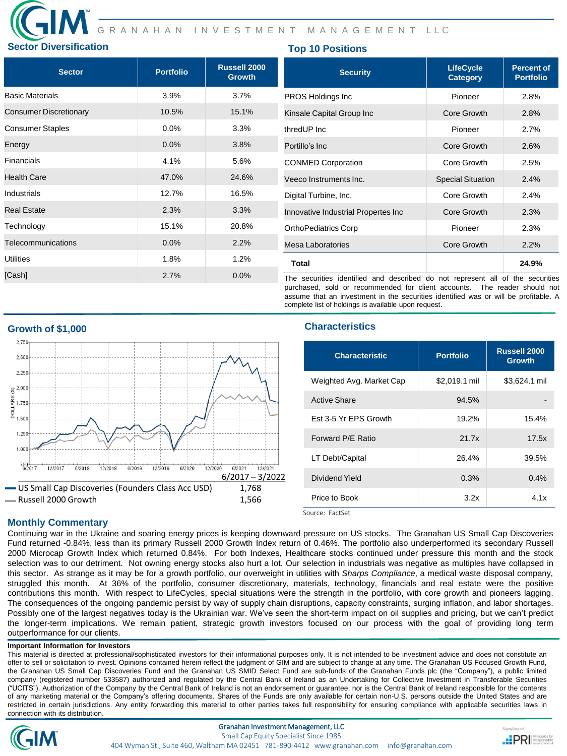GRANAHAN INVESTMENT MANAGEMENT LLC

## Sector Diversification

| Sector | Portfolio | Russell 2000 Growth |
|---|---|---|
| Basic Materials | 3.9% | 3.7% |
| Consumer Discretionary | 10.5% | 15.1% |
| Consumer Staples | 0.0% | 3.3% |
| Energy | 0.0% | 3.8% |
| Financials | 4.1% | 5.6% |
| Health Care | 47.0% | 24.6% |
| Industrials | 12.7% | 16.5% |
| Real Estate | 2.3% | 3.3% |
| Technology | 15.1% | 20.8% |
| Telecommunications | 0.0% | 2.2% |
| Utilities | 1.8% | 1.2% |
| [Cash] | 2.7% | 0.0% |

## Top 10 Positions

| Security | LifeCycle Category | Percent of Portfolio |
|---|---|---|
| PROS Holdings Inc | Pioneer | 2.8% |
| Kinsale Capital Group Inc | Core Growth | 2.8% |
| thredUP Inc | Pioneer | 2.7% |
| Portillo's Inc | Core Growth | 2.6% |
| CONMED Corporation | Core Growth | 2.5% |
| Veeco Instruments Inc. | Special Situation | 2.4% |
| Digital Turbine, Inc. | Core Growth | 2.4% |
| Innovative Industrial Propertes Inc | Core Growth | 2.3% |
| OrthoPediatrics Corp | Pioneer | 2.3% |
| Mesa Laboratories | Core Growth | 2.2% |
| **Total** | | **24.9%** |

The securities identified and described do not represent all of the securities purchased, sold or recommended for client accounts. The reader should not assume that an investment in the securities identified was or will be profitable. A complete list of holdings is available upon request.

## Growth of $1,000

DOLLARS ($)
2,750
2,500
2,250
2,000
1,750
1,500
1,250
1,000
750
6/2017 12/2017 6/2018 12/2018 6/2019 12/2019 6/2020 12/2020 6/2021 12/2021

6/2017 – 3/2022
US Small Cap Discoveries (Founders Class Acc USD) 1,768
Russell 2000 Growth 1,566

## Characteristics

| Characteristic | Portfolio | Russell 2000 Growth |
|---|---|---|
| Weighted Avg. Market Cap | $2,019.1 mil | $3,624.1 mil |
| Active Share | 94.5% | - |
| Est 3-5 Yr EPS Growth | 19.2% | 15.4% |
| Forward P/E Ratio | 21.7x | 17.5x |
| LT Debt/Capital | 26.4% | 39.5% |
| Dividend Yield | 0.3% | 0.4% |
| Price to Book | 3.2x | 4.1x |

Source: FactSet

## Monthly Commentary

Continuing war in the Ukraine and soaring energy prices is keeping downward pressure on US stocks. The Granahan US Small Cap Discoveries Fund returned -0.84%, less than its primary Russell 2000 Growth Index return of 0.46%. The portfolio also underperformed its secondary Russell 2000 Microcap Growth Index which returned 0.84%. For both Indexes, Healthcare stocks continued under pressure this month and the stock selection was to our detriment. Not owning energy stocks also hurt a lot. Our selection in industrials was negative as multiples have collapsed in this sector. As strange as it may be for a growth portfolio, our overweight in utilities with *Sharps Compliance*, a medical waste disposal company, struggled this month. At 36% of the portfolio, consumer discretionary, materials, technology, financials and real estate were the positive contributions this month. With respect to LifeCycles, special situations were the strength in the portfolio, with core growth and pioneers lagging. The consequences of the ongoing pandemic persist by way of supply chain disruptions, capacity constraints, surging inflation, and labor shortages. Possibly one of the largest negatives today is the Ukrainian war. We've seen the short-term impact on oil supplies and pricing, but we can't predict the longer-term implications. We remain patient, strategic growth investors focused on our process with the goal of providing long term outperformance for our clients.

**Important Information for Investors**

This material is directed at professional/sophisticated investors for their informational purposes only. It is not intended to be investment advice and does not constitute an offer to sell or solicitation to invest. Opinions contained herein reflect the judgment of GIM and are subject to change at any time. The Granahan US Focused Growth Fund, the Granahan US Small Cap Discoveries Fund and the Granahan US SMID Select Fund are sub-funds of the Granahan Funds plc (the "Company"), a public limited company (registered number 533587) authorized and regulated by the Central Bank of Ireland as an Undertaking for Collective Investment in Transferable Securities ("UCITS"). Authorization of the Company by the Central Bank of Ireland is not an endorsement or guarantee, nor is the Central Bank of Ireland responsible for the contents of any marketing material or the Company's offering documents. Shares of the Funds are only available for certain non-U.S. persons outside the United States and are restricted in certain jurisdictions. Any entity forwarding this material to other parties takes full responsibility for ensuring compliance with applicable securities laws in connection with its distribution.

Granahan Investment Management, LLC
Small Cap Equity Specialist Since 1985
404 Wyman St., Suite 460, Waltham MA 02451 781-890-4412 www.granahan.com info@granahan.com

Signatory of: PRI Principles for Responsible Investment